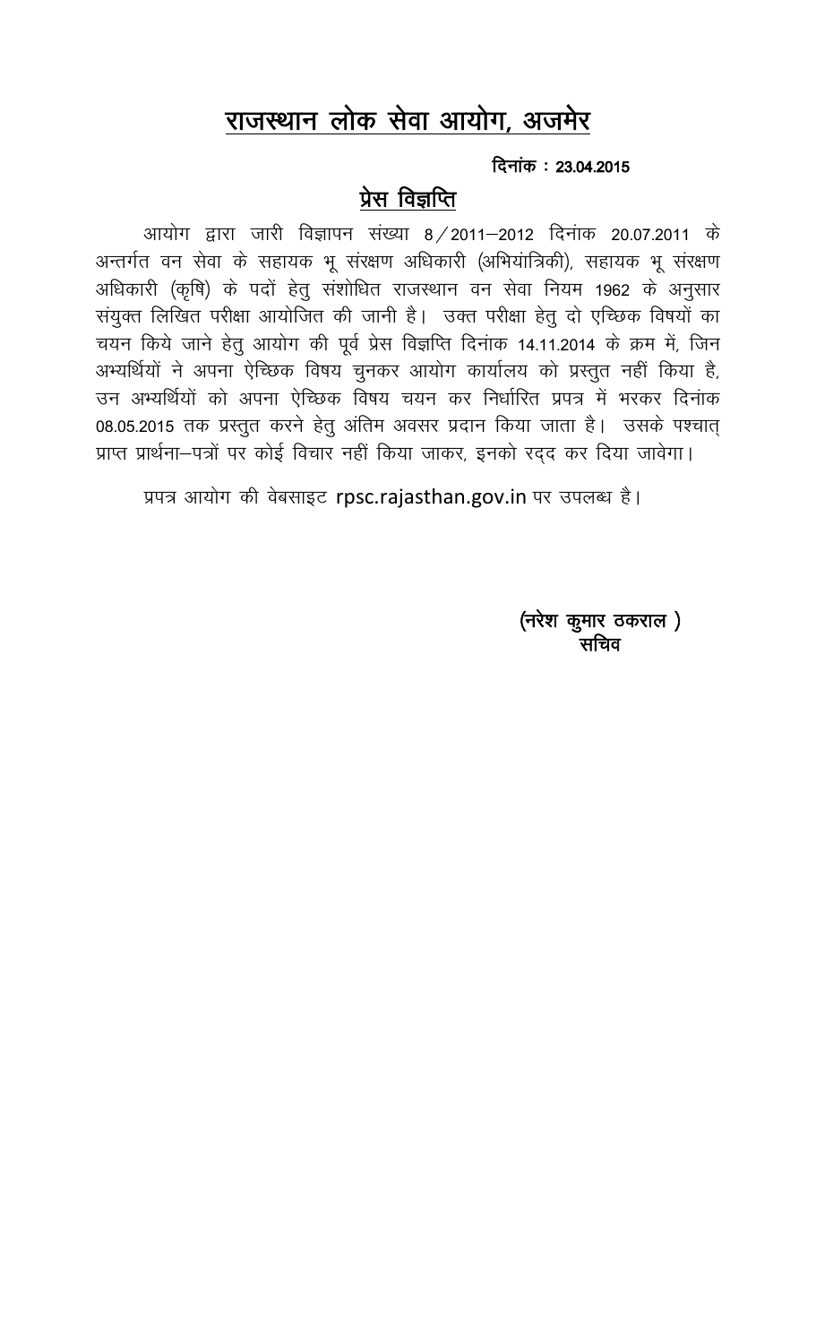# राजस्थान लोक सेवा आयोग, अजमेर

**दिनांक : 23.04.2015**

## प्रेस विज्ञप्ति

आयोग द्वारा जारी विज्ञापन संख्या 8/2011–2012 दिनांक 20.07.2011 के अन्तर्गत वन सेवा के सहायक भू संरक्षण अधिकारी (अभियांत्रिकी), सहायक भू संरक्षण अधिकारी (कृषि) के पदों हेतु संशोधित राजस्थान वन सेवा नियम 1962 के अनुसार संयुक्त लिखित परीक्षा आयोजित की जानी है। उक्त परीक्षा हेतु दो एच्छिक विषयों का चयन किये जाने हेतु आयोग की पूर्व प्रेस विज्ञप्ति दिनांक 14.11.2014 के क्रम में, जिन अभ्यर्थियों ने अपना ऐच्छिक विषय चुनकर आयोग कार्यालय को प्रस्तुत नहीं किया है, उन अभ्यर्थियों को अपना ऐच्छिक विषय चयन कर निर्धारित प्रपत्र में भरकर दिनांक 08.05.2015 तक प्रस्तुत करने हेतु अंतिम अवसर प्रदान किया जाता है। उसके पश्चात् प्राप्त प्रार्थना–पत्रों पर कोई विचार नहीं किया जाकर, इनको रद्द कर दिया जावेगा।

प्रपत्र आयोग की वेबसाइट rpsc.rajasthan.gov.in पर उपलब्ध है।

**(नरेश कुमार ठकराल )**
**सचिव**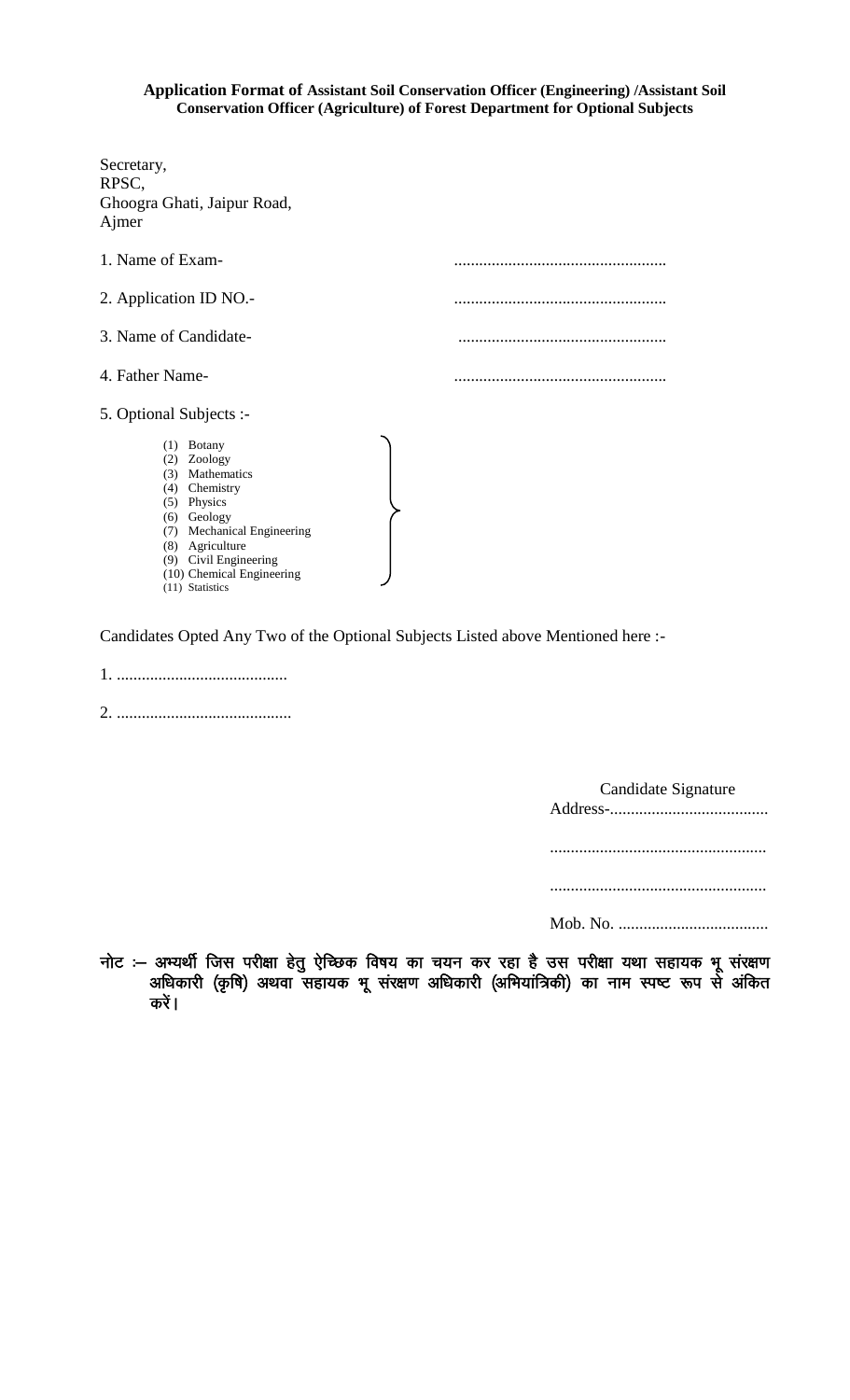**Application Format of Assistant Soil Conservation Officer (Engineering) /Assistant Soil Conservation Officer (Agriculture) of Forest Department for Optional Subjects**

Secretary,
RPSC,
Ghoogra Ghati, Jaipur Road,
Ajmer

1. Name of Exam- ..................................................

2. Application ID NO.- ..................................................

3. Name of Candidate- ..................................................

4. Father Name- ..................................................

5. Optional Subjects :-

(1) Botany
(2) Zoology
(3) Mathematics
(4) Chemistry
(5) Physics
(6) Geology
(7) Mechanical Engineering
(8) Agriculture
(9) Civil Engineering
(10) Chemical Engineering
(11) Statistics

Candidates Opted Any Two of the Optional Subjects Listed above Mentioned here :-

1. .........................................

2. ..........................................

Candidate Signature

Address-......................................

...................................................

...................................................

Mob. No. ....................................

नोट :– अभ्यर्थी जिस परीक्षा हेतु ऐच्छिक विषय का चयन कर रहा है उस परीक्षा यथा सहायक भू संरक्षण अधिकारी (कृषि) अथवा सहायक भू संरक्षण अधिकारी (अभियांत्रिकी) का नाम स्पष्ट रूप से अंकित करें।